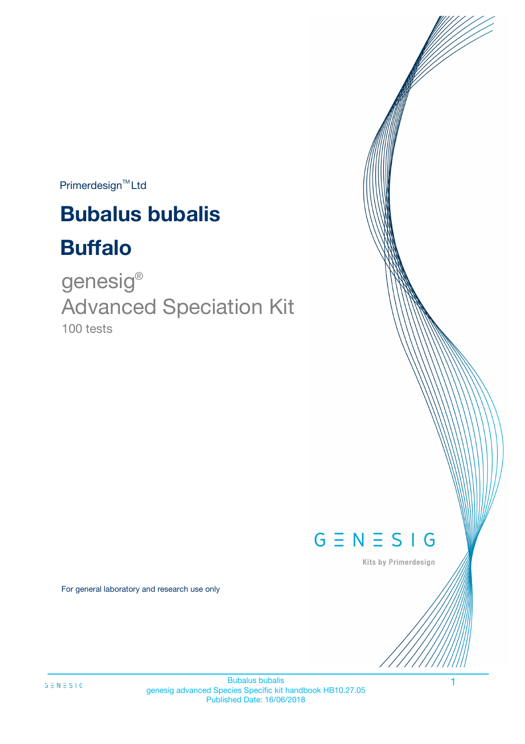Primerdesign™ Ltd

# Bubalus bubalis

# Buffalo

genesig®

Advanced Speciation Kit

100 tests

GENESIG

Kits by Primerdesign

For general laboratory and research use only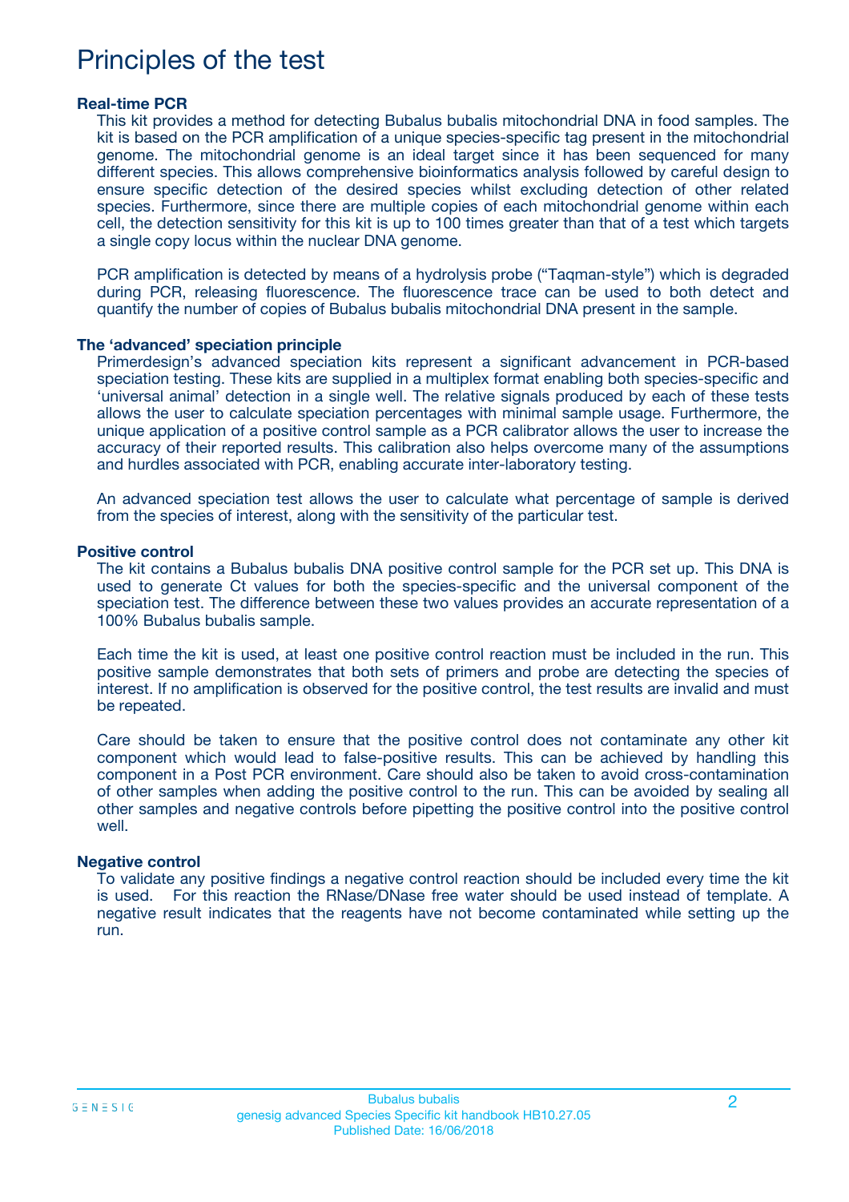# Principles of the test

### Real-time PCR

This kit provides a method for detecting Bubalus bubalis mitochondrial DNA in food samples. The kit is based on the PCR amplification of a unique species-specific tag present in the mitochondrial genome. The mitochondrial genome is an ideal target since it has been sequenced for many different species. This allows comprehensive bioinformatics analysis followed by careful design to ensure specific detection of the desired species whilst excluding detection of other related species. Furthermore, since there are multiple copies of each mitochondrial genome within each cell, the detection sensitivity for this kit is up to 100 times greater than that of a test which targets a single copy locus within the nuclear DNA genome.

PCR amplification is detected by means of a hydrolysis probe ("Taqman-style") which is degraded during PCR, releasing fluorescence. The fluorescence trace can be used to both detect and quantify the number of copies of Bubalus bubalis mitochondrial DNA present in the sample.

### The 'advanced' speciation principle

Primerdesign's advanced speciation kits represent a significant advancement in PCR-based speciation testing. These kits are supplied in a multiplex format enabling both species-specific and 'universal animal' detection in a single well. The relative signals produced by each of these tests allows the user to calculate speciation percentages with minimal sample usage. Furthermore, the unique application of a positive control sample as a PCR calibrator allows the user to increase the accuracy of their reported results. This calibration also helps overcome many of the assumptions and hurdles associated with PCR, enabling accurate inter-laboratory testing.

An advanced speciation test allows the user to calculate what percentage of sample is derived from the species of interest, along with the sensitivity of the particular test.

### Positive control

The kit contains a Bubalus bubalis DNA positive control sample for the PCR set up. This DNA is used to generate Ct values for both the species-specific and the universal component of the speciation test. The difference between these two values provides an accurate representation of a 100% Bubalus bubalis sample.

Each time the kit is used, at least one positive control reaction must be included in the run. This positive sample demonstrates that both sets of primers and probe are detecting the species of interest. If no amplification is observed for the positive control, the test results are invalid and must be repeated.

Care should be taken to ensure that the positive control does not contaminate any other kit component which would lead to false-positive results. This can be achieved by handling this component in a Post PCR environment. Care should also be taken to avoid cross-contamination of other samples when adding the positive control to the run. This can be avoided by sealing all other samples and negative controls before pipetting the positive control into the positive control well.

### Negative control

To validate any positive findings a negative control reaction should be included every time the kit is used. For this reaction the RNase/DNase free water should be used instead of template. A negative result indicates that the reagents have not become contaminated while setting up the run.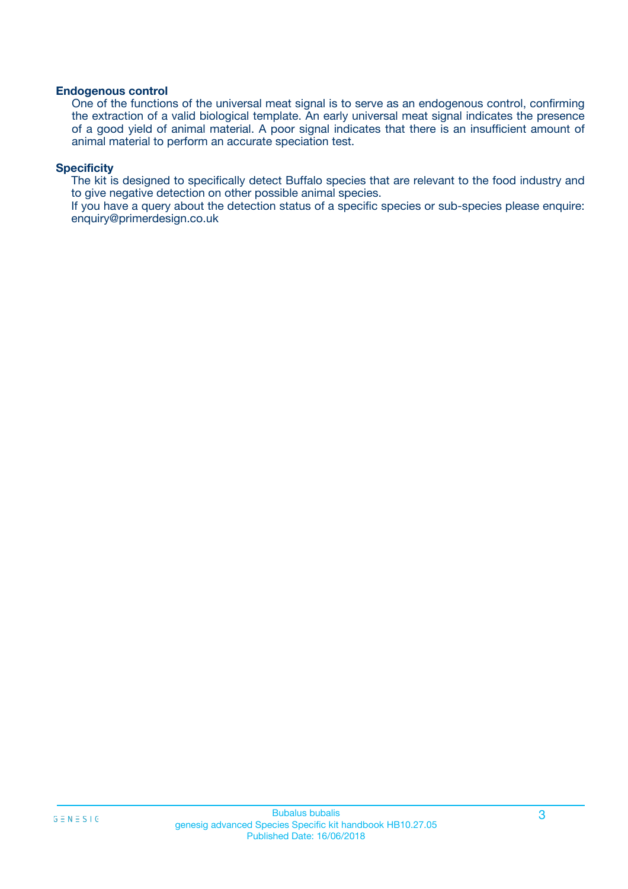### Endogenous control

One of the functions of the universal meat signal is to serve as an endogenous control, confirming the extraction of a valid biological template. An early universal meat signal indicates the presence of a good yield of animal material. A poor signal indicates that there is an insufficient amount of animal material to perform an accurate speciation test.

### Specificity

The kit is designed to specifically detect Buffalo species that are relevant to the food industry and to give negative detection on other possible animal species.

If you have a query about the detection status of a specific species or sub-species please enquire: enquiry@primerdesign.co.uk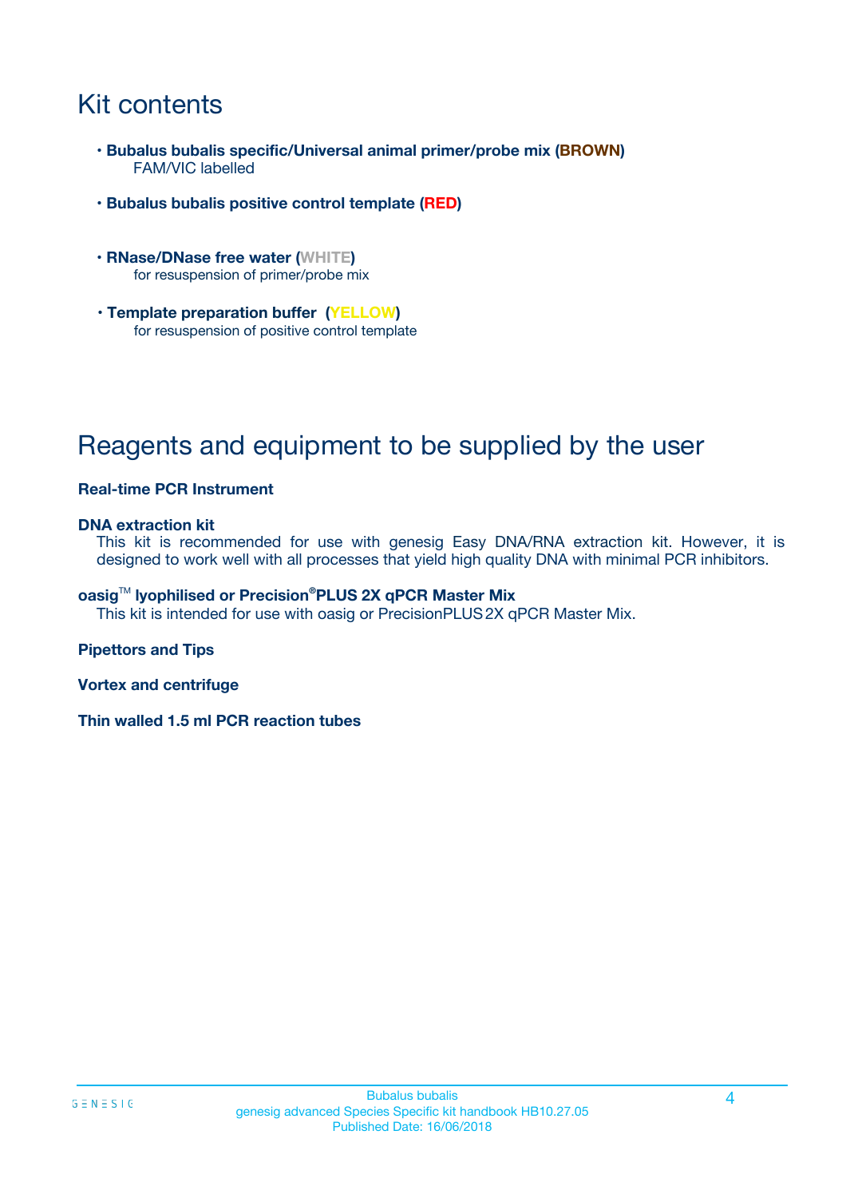# Kit contents

- **Bubalus bubalis specific/Universal animal primer/probe mix (BROWN)**
  FAM/VIC labelled
- **Bubalus bubalis positive control template (RED)**
- **RNase/DNase free water (WHITE)**
  for resuspension of primer/probe mix
- **Template preparation buffer (YELLOW)**
  for resuspension of positive control template

# Reagents and equipment to be supplied by the user

**Real-time PCR Instrument**

**DNA extraction kit**
This kit is recommended for use with genesig Easy DNA/RNA extraction kit. However, it is designed to work well with all processes that yield high quality DNA with minimal PCR inhibitors.

**oasig™ lyophilised or Precision®PLUS 2X qPCR Master Mix**
This kit is intended for use with oasig or PrecisionPLUS 2X qPCR Master Mix.

**Pipettors and Tips**

**Vortex and centrifuge**

**Thin walled 1.5 ml PCR reaction tubes**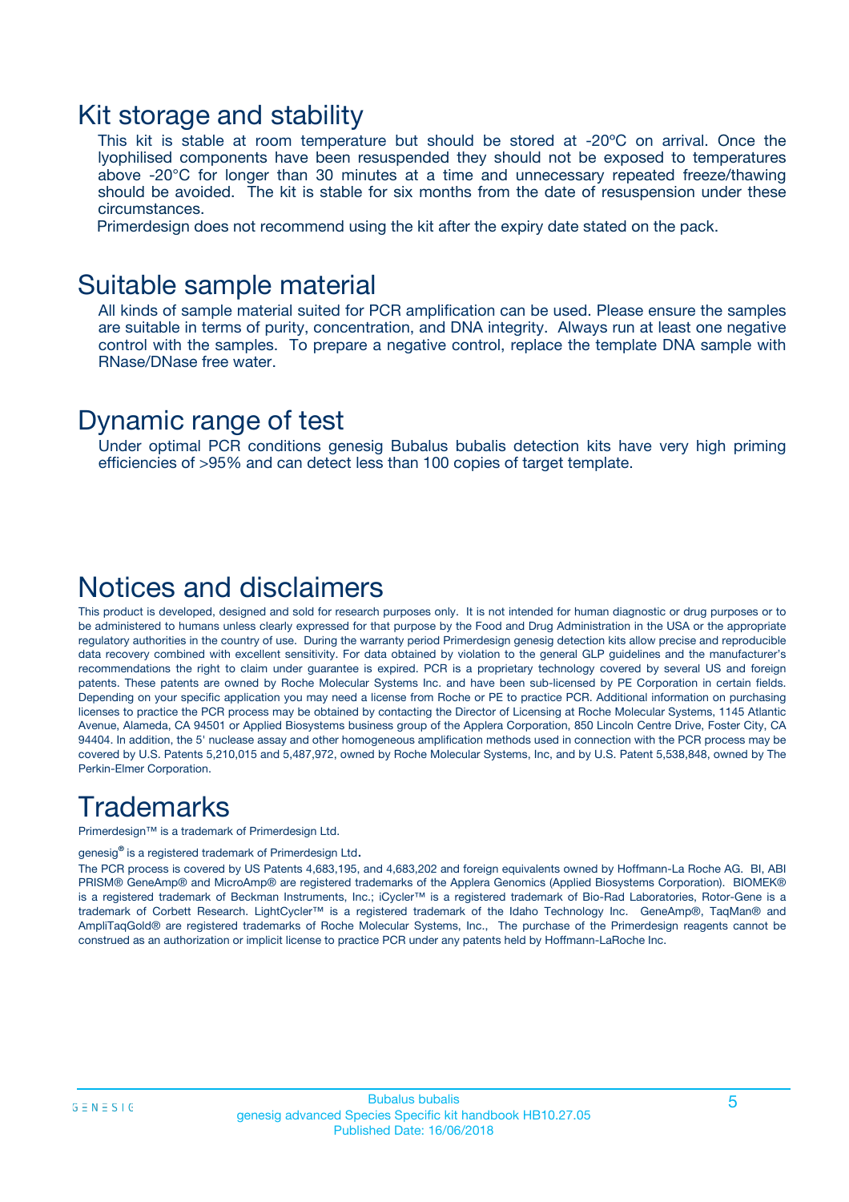## Kit storage and stability

This kit is stable at room temperature but should be stored at -20ºC on arrival. Once the lyophilised components have been resuspended they should not be exposed to temperatures above -20°C for longer than 30 minutes at a time and unnecessary repeated freeze/thawing should be avoided. The kit is stable for six months from the date of resuspension under these circumstances.

Primerdesign does not recommend using the kit after the expiry date stated on the pack.

## Suitable sample material

All kinds of sample material suited for PCR amplification can be used. Please ensure the samples are suitable in terms of purity, concentration, and DNA integrity. Always run at least one negative control with the samples. To prepare a negative control, replace the template DNA sample with RNase/DNase free water.

## Dynamic range of test

Under optimal PCR conditions genesig Bubalus bubalis detection kits have very high priming efficiencies of >95% and can detect less than 100 copies of target template.

## Notices and disclaimers

This product is developed, designed and sold for research purposes only. It is not intended for human diagnostic or drug purposes or to be administered to humans unless clearly expressed for that purpose by the Food and Drug Administration in the USA or the appropriate regulatory authorities in the country of use. During the warranty period Primerdesign genesig detection kits allow precise and reproducible data recovery combined with excellent sensitivity. For data obtained by violation to the general GLP guidelines and the manufacturer's recommendations the right to claim under guarantee is expired. PCR is a proprietary technology covered by several US and foreign patents. These patents are owned by Roche Molecular Systems Inc. and have been sub-licensed by PE Corporation in certain fields. Depending on your specific application you may need a license from Roche or PE to practice PCR. Additional information on purchasing licenses to practice the PCR process may be obtained by contacting the Director of Licensing at Roche Molecular Systems, 1145 Atlantic Avenue, Alameda, CA 94501 or Applied Biosystems business group of the Applera Corporation, 850 Lincoln Centre Drive, Foster City, CA 94404. In addition, the 5' nuclease assay and other homogeneous amplification methods used in connection with the PCR process may be covered by U.S. Patents 5,210,015 and 5,487,972, owned by Roche Molecular Systems, Inc, and by U.S. Patent 5,538,848, owned by The Perkin-Elmer Corporation.

## Trademarks

Primerdesign™ is a trademark of Primerdesign Ltd.

genesig® is a registered trademark of Primerdesign Ltd.

The PCR process is covered by US Patents 4,683,195, and 4,683,202 and foreign equivalents owned by Hoffmann-La Roche AG. BI, ABI PRISM® GeneAmp® and MicroAmp® are registered trademarks of the Applera Genomics (Applied Biosystems Corporation). BIOMEK® is a registered trademark of Beckman Instruments, Inc.; iCycler™ is a registered trademark of Bio-Rad Laboratories, Rotor-Gene is a trademark of Corbett Research. LightCycler™ is a registered trademark of the Idaho Technology Inc. GeneAmp®, TaqMan® and AmpliTaqGold® are registered trademarks of Roche Molecular Systems, Inc., The purchase of the Primerdesign reagents cannot be construed as an authorization or implicit license to practice PCR under any patents held by Hoffmann-LaRoche Inc.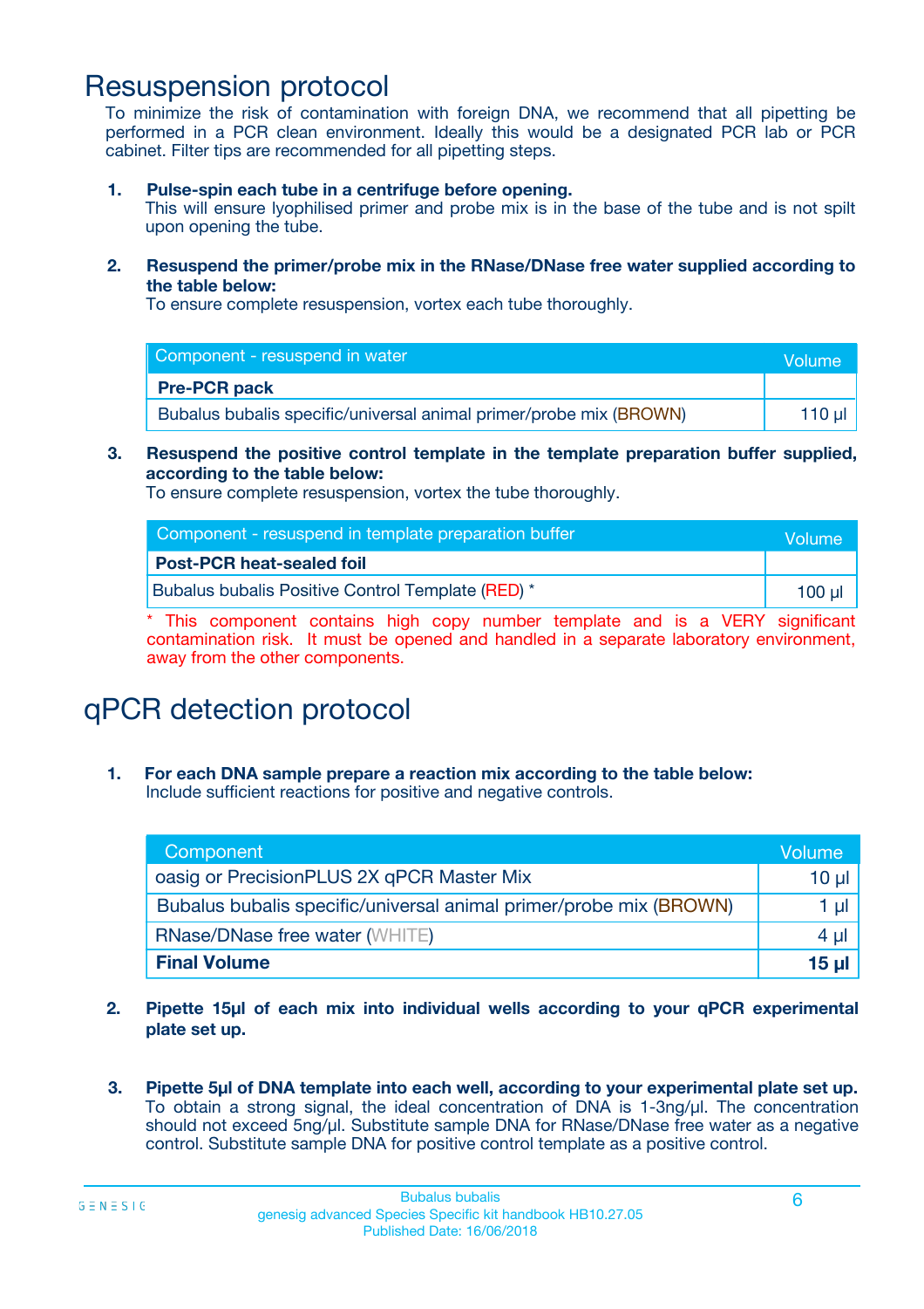# Resuspension protocol

To minimize the risk of contamination with foreign DNA, we recommend that all pipetting be performed in a PCR clean environment. Ideally this would be a designated PCR lab or PCR cabinet. Filter tips are recommended for all pipetting steps.

1. **Pulse-spin each tube in a centrifuge before opening.**
   This will ensure lyophilised primer and probe mix is in the base of the tube and is not spilt upon opening the tube.

2. **Resuspend the primer/probe mix in the RNase/DNase free water supplied according to the table below:**
   To ensure complete resuspension, vortex each tube thoroughly.

| Component - resuspend in water | Volume |
|---|---|
| **Pre-PCR pack** | |
| Bubalus bubalis specific/universal animal primer/probe mix (BROWN) | 110 µl |

3. **Resuspend the positive control template in the template preparation buffer supplied, according to the table below:**
   To ensure complete resuspension, vortex the tube thoroughly.

| Component - resuspend in template preparation buffer | Volume |
|---|---|
| **Post-PCR heat-sealed foil** | |
| Bubalus bubalis Positive Control Template (RED) * | 100 µl |

\* This component contains high copy number template and is a VERY significant contamination risk. It must be opened and handled in a separate laboratory environment, away from the other components.

# qPCR detection protocol

1. **For each DNA sample prepare a reaction mix according to the table below:**
   Include sufficient reactions for positive and negative controls.

| Component | Volume |
|---|---|
| oasig or PrecisionPLUS 2X qPCR Master Mix | 10 µl |
| Bubalus bubalis specific/universal animal primer/probe mix (BROWN) | 1 µl |
| RNase/DNase free water (WHITE) | 4 µl |
| **Final Volume** | **15 µl** |

2. **Pipette 15µl of each mix into individual wells according to your qPCR experimental plate set up.**

3. **Pipette 5µl of DNA template into each well, according to your experimental plate set up.**
   To obtain a strong signal, the ideal concentration of DNA is 1-3ng/µl. The concentration should not exceed 5ng/µl. Substitute sample DNA for RNase/DNase free water as a negative control. Substitute sample DNA for positive control template as a positive control.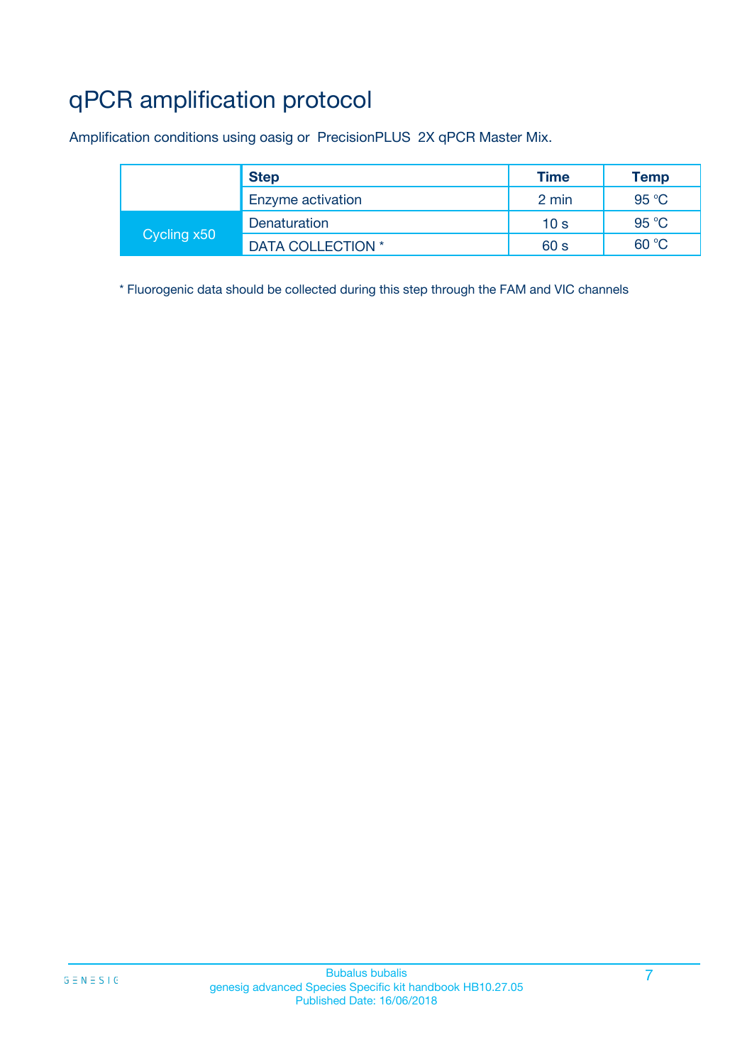# qPCR amplification protocol

Amplification conditions using oasig or PrecisionPLUS 2X qPCR Master Mix.

| | Step | Time | Temp |
|---|---|---|---|
| | Enzyme activation | 2 min | 95 °C |
| Cycling x50 | Denaturation | 10 s | 95 °C |
| | DATA COLLECTION * | 60 s | 60 °C |

* Fluorogenic data should be collected during this step through the FAM and VIC channels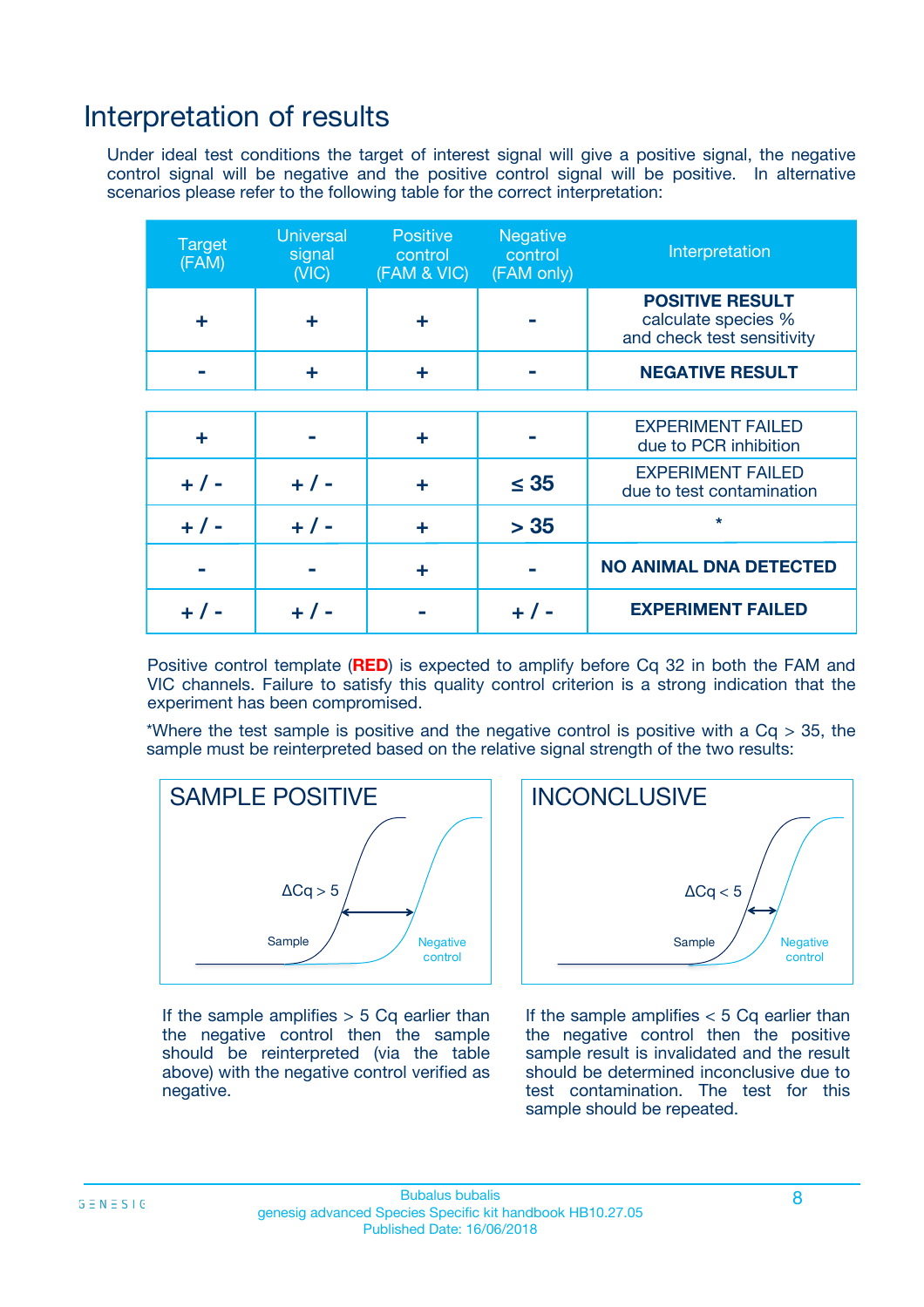# Interpretation of results

Under ideal test conditions the target of interest signal will give a positive signal, the negative control signal will be negative and the positive control signal will be positive. In alternative scenarios please refer to the following table for the correct interpretation:

| Target (FAM) | Universal signal (VIC) | Positive control (FAM & VIC) | Negative control (FAM only) | Interpretation |
|---|---|---|---|---|
| + | + | + | - | **POSITIVE RESULT** calculate species % and check test sensitivity |
| - | + | + | - | **NEGATIVE RESULT** |
| + | - | + | - | EXPERIMENT FAILED due to PCR inhibition |
| + / - | + / - | + | ≤ 35 | EXPERIMENT FAILED due to test contamination |
| + / - | + / - | + | > 35 | * |
| - | - | + | - | **NO ANIMAL DNA DETECTED** |
| + / - | + / - | - | + / - | **EXPERIMENT FAILED** |

Positive control template (**RED**) is expected to amplify before Cq 32 in both the FAM and VIC channels. Failure to satisfy this quality control criterion is a strong indication that the experiment has been compromised.

*Where the test sample is positive and the negative control is positive with a Cq > 35, the sample must be reinterpreted based on the relative signal strength of the two results:

**SAMPLE POSITIVE**

$\Delta Cq > 5$

Sample — Negative control

If the sample amplifies > 5 Cq earlier than the negative control then the sample should be reinterpreted (via the table above) with the negative control verified as negative.

**INCONCLUSIVE**

$\Delta Cq < 5$

Sample — Negative control

If the sample amplifies < 5 Cq earlier than the negative control then the positive sample result is invalidated and the result should be determined inconclusive due to test contamination. The test for this sample should be repeated.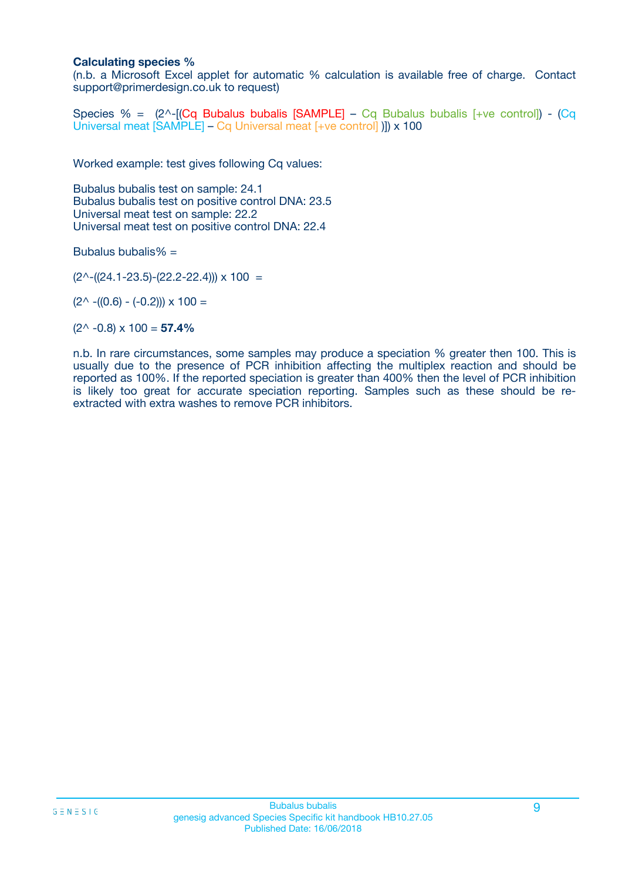**Calculating species %**

(n.b. a Microsoft Excel applet for automatic % calculation is available free of charge. Contact support@primerdesign.co.uk to request)

Species % = (2^-[(Cq Bubalus bubalis [SAMPLE] – Cq Bubalus bubalis [+ve control]) - (Cq Universal meat [SAMPLE] – Cq Universal meat [+ve control] )]) x 100

Worked example: test gives following Cq values:

Bubalus bubalis test on sample: 24.1
Bubalus bubalis test on positive control DNA: 23.5
Universal meat test on sample: 22.2
Universal meat test on positive control DNA: 22.4

Bubalus bubalis% =

(2^-((24.1-23.5)-(22.2-22.4))) x 100 =

(2^ -((0.6) - (-0.2))) x 100 =

(2^ -0.8) x 100 = **57.4%**

n.b. In rare circumstances, some samples may produce a speciation % greater then 100. This is usually due to the presence of PCR inhibition affecting the multiplex reaction and should be reported as 100%. If the reported speciation is greater than 400% then the level of PCR inhibition is likely too great for accurate speciation reporting. Samples such as these should be re-extracted with extra washes to remove PCR inhibitors.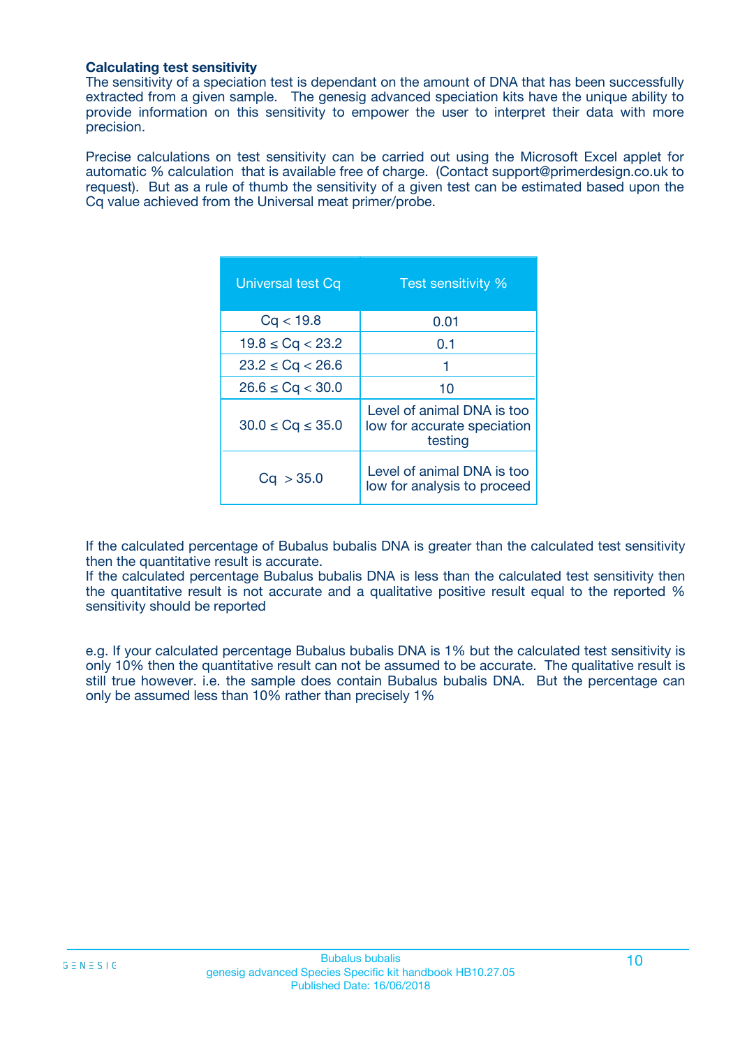**Calculating test sensitivity**

The sensitivity of a speciation test is dependant on the amount of DNA that has been successfully extracted from a given sample. The genesig advanced speciation kits have the unique ability to provide information on this sensitivity to empower the user to interpret their data with more precision.

Precise calculations on test sensitivity can be carried out using the Microsoft Excel applet for automatic % calculation that is available free of charge. (Contact support@primerdesign.co.uk to request). But as a rule of thumb the sensitivity of a given test can be estimated based upon the Cq value achieved from the Universal meat primer/probe.

| Universal test Cq | Test sensitivity % |
|---|---|
| $Cq < 19.8$ | 0.01 |
| $19.8 \le Cq < 23.2$ | 0.1 |
| $23.2 \le Cq < 26.6$ | 1 |
| $26.6 \le Cq < 30.0$ | 10 |
| $30.0 \le Cq \le 35.0$ | Level of animal DNA is too low for accurate speciation testing |
| $Cq > 35.0$ | Level of animal DNA is too low for analysis to proceed |

If the calculated percentage of Bubalus bubalis DNA is greater than the calculated test sensitivity then the quantitative result is accurate.
If the calculated percentage Bubalus bubalis DNA is less than the calculated test sensitivity then the quantitative result is not accurate and a qualitative positive result equal to the reported % sensitivity should be reported

e.g. If your calculated percentage Bubalus bubalis DNA is 1% but the calculated test sensitivity is only 10% then the quantitative result can not be assumed to be accurate. The qualitative result is still true however. i.e. the sample does contain Bubalus bubalis DNA. But the percentage can only be assumed less than 10% rather than precisely 1%